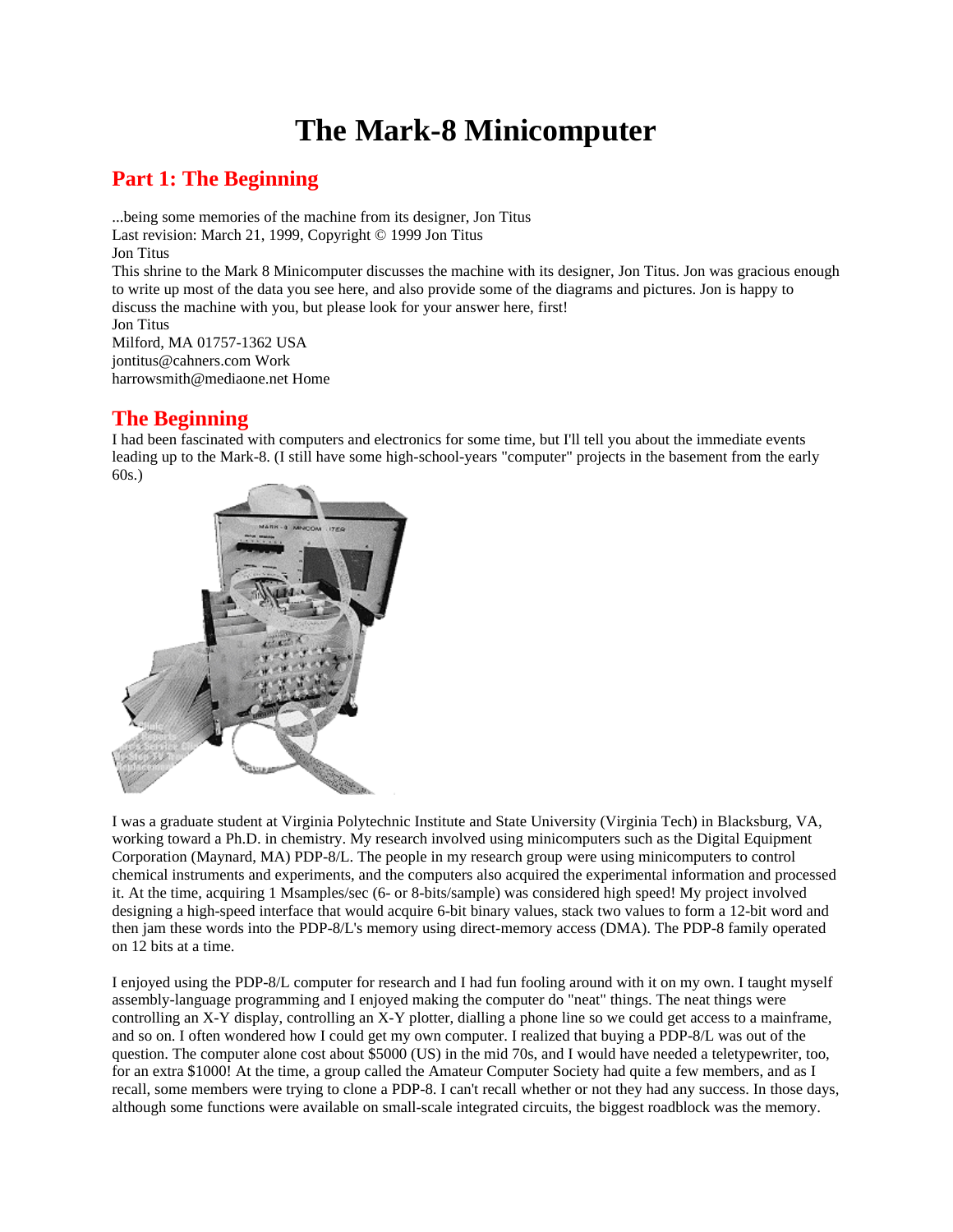# The Mark-8 Minicomputer

## Part 1: The Beginning

...being some memories of the machine from its designer, Jon Titus
Last revision: March 21, 1999, Copyright © 1999 Jon Titus
Jon Titus
This shrine to the Mark 8 Minicomputer discusses the machine with its designer, Jon Titus. Jon was gracious enough to write up most of the data you see here, and also provide some of the diagrams and pictures. Jon is happy to discuss the machine with you, but please look for your answer here, first!
Jon Titus
Milford, MA 01757-1362 USA
jontitus@cahners.com Work
harrowsmith@mediaone.net Home

## The Beginning

I had been fascinated with computers and electronics for some time, but I'll tell you about the immediate events leading up to the Mark-8. (I still have some high-school-years "computer" projects in the basement from the early 60s.)

I was a graduate student at Virginia Polytechnic Institute and State University (Virginia Tech) in Blacksburg, VA, working toward a Ph.D. in chemistry. My research involved using minicomputers such as the Digital Equipment Corporation (Maynard, MA) PDP-8/L. The people in my research group were using minicomputers to control chemical instruments and experiments, and the computers also acquired the experimental information and processed it. At the time, acquiring 1 Msamples/sec (6- or 8-bits/sample) was considered high speed! My project involved designing a high-speed interface that would acquire 6-bit binary values, stack two values to form a 12-bit word and then jam these words into the PDP-8/L's memory using direct-memory access (DMA). The PDP-8 family operated on 12 bits at a time.

I enjoyed using the PDP-8/L computer for research and I had fun fooling around with it on my own. I taught myself assembly-language programming and I enjoyed making the computer do "neat" things. The neat things were controlling an X-Y display, controlling an X-Y plotter, dialling a phone line so we could get access to a mainframe, and so on. I often wondered how I could get my own computer. I realized that buying a PDP-8/L was out of the question. The computer alone cost about $5000 (US) in the mid 70s, and I would have needed a teletypewriter, too, for an extra $1000! At the time, a group called the Amateur Computer Society had quite a few members, and as I recall, some members were trying to clone a PDP-8. I can't recall whether or not they had any success. In those days, although some functions were available on small-scale integrated circuits, the biggest roadblock was the memory.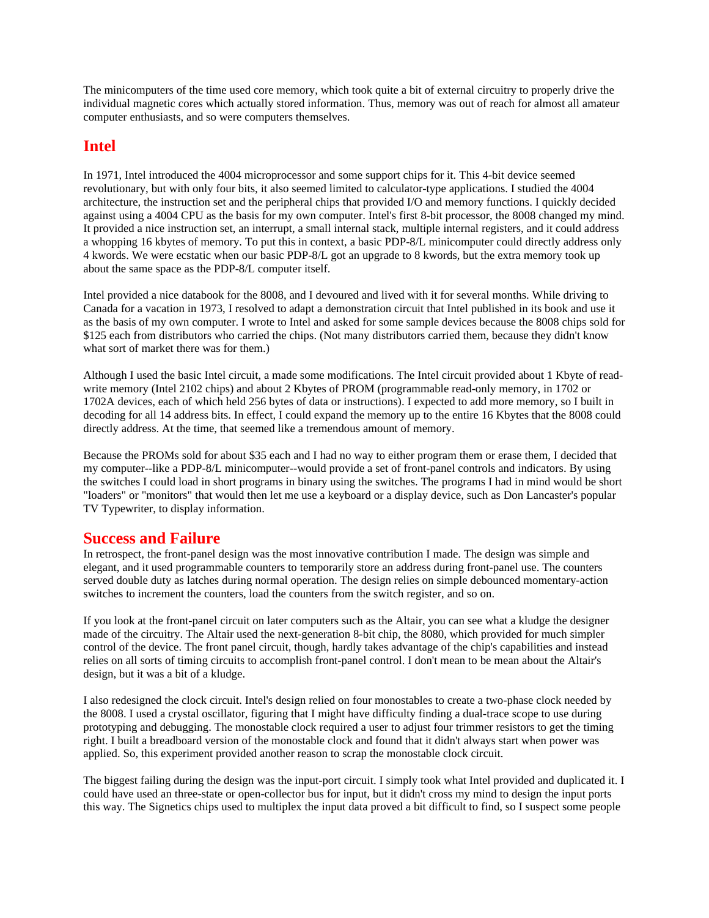The minicomputers of the time used core memory, which took quite a bit of external circuitry to properly drive the individual magnetic cores which actually stored information. Thus, memory was out of reach for almost all amateur computer enthusiasts, and so were computers themselves.

## Intel

In 1971, Intel introduced the 4004 microprocessor and some support chips for it. This 4-bit device seemed revolutionary, but with only four bits, it also seemed limited to calculator-type applications. I studied the 4004 architecture, the instruction set and the peripheral chips that provided I/O and memory functions. I quickly decided against using a 4004 CPU as the basis for my own computer. Intel's first 8-bit processor, the 8008 changed my mind. It provided a nice instruction set, an interrupt, a small internal stack, multiple internal registers, and it could address a whopping 16 kbytes of memory. To put this in context, a basic PDP-8/L minicomputer could directly address only 4 kwords. We were ecstatic when our basic PDP-8/L got an upgrade to 8 kwords, but the extra memory took up about the same space as the PDP-8/L computer itself.

Intel provided a nice databook for the 8008, and I devoured and lived with it for several months. While driving to Canada for a vacation in 1973, I resolved to adapt a demonstration circuit that Intel published in its book and use it as the basis of my own computer. I wrote to Intel and asked for some sample devices because the 8008 chips sold for $125 each from distributors who carried the chips. (Not many distributors carried them, because they didn't know what sort of market there was for them.)

Although I used the basic Intel circuit, a made some modifications. The Intel circuit provided about 1 Kbyte of read-write memory (Intel 2102 chips) and about 2 Kbytes of PROM (programmable read-only memory, in 1702 or 1702A devices, each of which held 256 bytes of data or instructions). I expected to add more memory, so I built in decoding for all 14 address bits. In effect, I could expand the memory up to the entire 16 Kbytes that the 8008 could directly address. At the time, that seemed like a tremendous amount of memory.

Because the PROMs sold for about $35 each and I had no way to either program them or erase them, I decided that my computer--like a PDP-8/L minicomputer--would provide a set of front-panel controls and indicators. By using the switches I could load in short programs in binary using the switches. The programs I had in mind would be short "loaders" or "monitors" that would then let me use a keyboard or a display device, such as Don Lancaster's popular TV Typewriter, to display information.

## Success and Failure

In retrospect, the front-panel design was the most innovative contribution I made. The design was simple and elegant, and it used programmable counters to temporarily store an address during front-panel use. The counters served double duty as latches during normal operation. The design relies on simple debounced momentary-action switches to increment the counters, load the counters from the switch register, and so on.

If you look at the front-panel circuit on later computers such as the Altair, you can see what a kludge the designer made of the circuitry. The Altair used the next-generation 8-bit chip, the 8080, which provided for much simpler control of the device. The front panel circuit, though, hardly takes advantage of the chip's capabilities and instead relies on all sorts of timing circuits to accomplish front-panel control. I don't mean to be mean about the Altair's design, but it was a bit of a kludge.

I also redesigned the clock circuit. Intel's design relied on four monostables to create a two-phase clock needed by the 8008. I used a crystal oscillator, figuring that I might have difficulty finding a dual-trace scope to use during prototyping and debugging. The monostable clock required a user to adjust four trimmer resistors to get the timing right. I built a breadboard version of the monostable clock and found that it didn't always start when power was applied. So, this experiment provided another reason to scrap the monostable clock circuit.

The biggest failing during the design was the input-port circuit. I simply took what Intel provided and duplicated it. I could have used an three-state or open-collector bus for input, but it didn't cross my mind to design the input ports this way. The Signetics chips used to multiplex the input data proved a bit difficult to find, so I suspect some people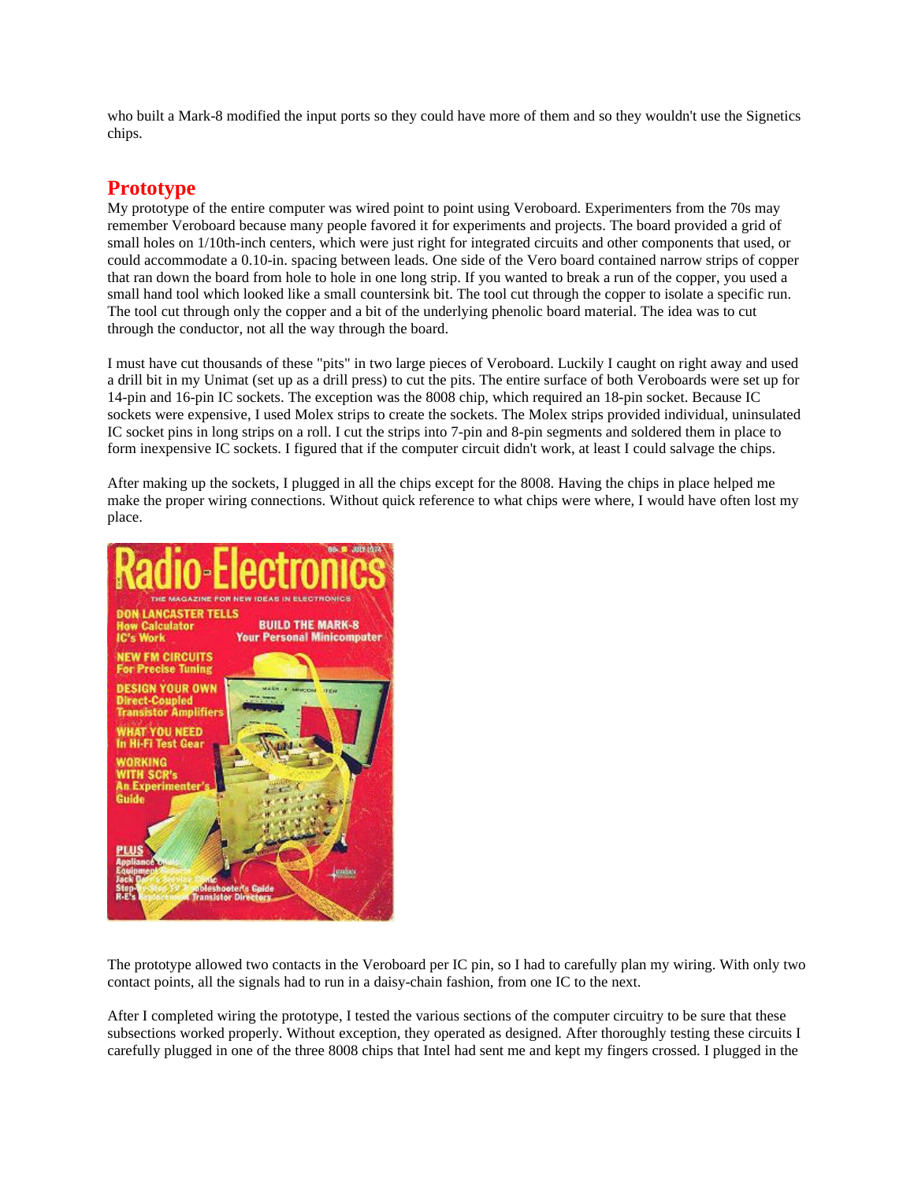who built a Mark-8 modified the input ports so they could have more of them and so they wouldn't use the Signetics chips.

## Prototype

My prototype of the entire computer was wired point to point using Veroboard. Experimenters from the 70s may remember Veroboard because many people favored it for experiments and projects. The board provided a grid of small holes on 1/10th-inch centers, which were just right for integrated circuits and other components that used, or could accommodate a 0.10-in. spacing between leads. One side of the Vero board contained narrow strips of copper that ran down the board from hole to hole in one long strip. If you wanted to break a run of the copper, you used a small hand tool which looked like a small countersink bit. The tool cut through the copper to isolate a specific run. The tool cut through only the copper and a bit of the underlying phenolic board material. The idea was to cut through the conductor, not all the way through the board.

I must have cut thousands of these "pits" in two large pieces of Veroboard. Luckily I caught on right away and used a drill bit in my Unimat (set up as a drill press) to cut the pits. The entire surface of both Veroboards were set up for 14-pin and 16-pin IC sockets. The exception was the 8008 chip, which required an 18-pin socket. Because IC sockets were expensive, I used Molex strips to create the sockets. The Molex strips provided individual, uninsulated IC socket pins in long strips on a roll. I cut the strips into 7-pin and 8-pin segments and soldered them in place to form inexpensive IC sockets. I figured that if the computer circuit didn't work, at least I could salvage the chips.

After making up the sockets, I plugged in all the chips except for the 8008. Having the chips in place helped me make the proper wiring connections. Without quick reference to what chips were where, I would have often lost my place.

The prototype allowed two contacts in the Veroboard per IC pin, so I had to carefully plan my wiring. With only two contact points, all the signals had to run in a daisy-chain fashion, from one IC to the next.

After I completed wiring the prototype, I tested the various sections of the computer circuitry to be sure that these subsections worked properly. Without exception, they operated as designed. After thoroughly testing these circuits I carefully plugged in one of the three 8008 chips that Intel had sent me and kept my fingers crossed. I plugged in the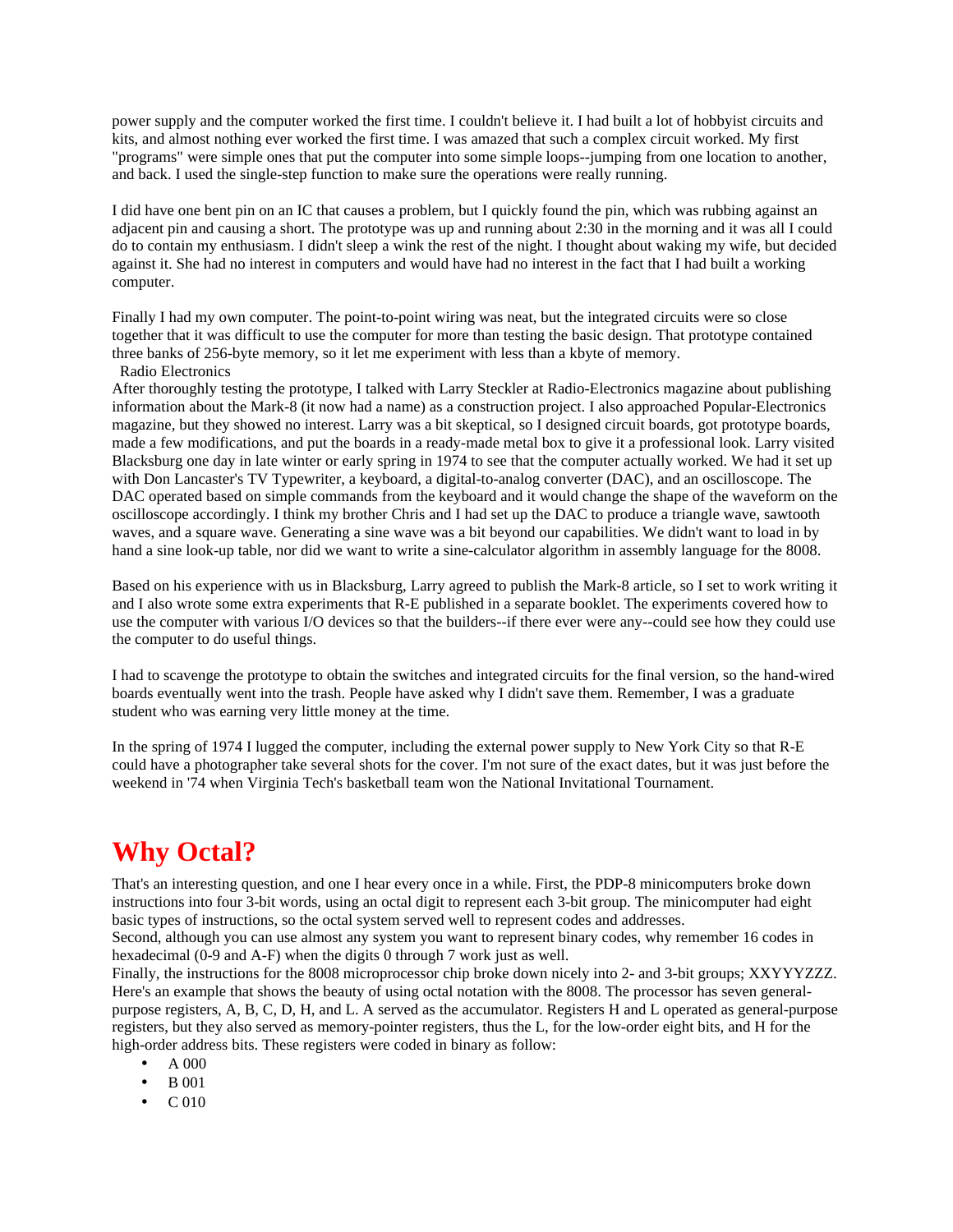power supply and the computer worked the first time. I couldn't believe it. I had built a lot of hobbyist circuits and kits, and almost nothing ever worked the first time. I was amazed that such a complex circuit worked. My first "programs" were simple ones that put the computer into some simple loops--jumping from one location to another, and back. I used the single-step function to make sure the operations were really running.

I did have one bent pin on an IC that causes a problem, but I quickly found the pin, which was rubbing against an adjacent pin and causing a short. The prototype was up and running about 2:30 in the morning and it was all I could do to contain my enthusiasm. I didn't sleep a wink the rest of the night. I thought about waking my wife, but decided against it. She had no interest in computers and would have had no interest in the fact that I had built a working computer.

Finally I had my own computer. The point-to-point wiring was neat, but the integrated circuits were so close together that it was difficult to use the computer for more than testing the basic design. That prototype contained three banks of 256-byte memory, so it let me experiment with less than a kbyte of memory.

Radio Electronics

After thoroughly testing the prototype, I talked with Larry Steckler at Radio-Electronics magazine about publishing information about the Mark-8 (it now had a name) as a construction project. I also approached Popular-Electronics magazine, but they showed no interest. Larry was a bit skeptical, so I designed circuit boards, got prototype boards, made a few modifications, and put the boards in a ready-made metal box to give it a professional look. Larry visited Blacksburg one day in late winter or early spring in 1974 to see that the computer actually worked. We had it set up with Don Lancaster's TV Typewriter, a keyboard, a digital-to-analog converter (DAC), and an oscilloscope. The DAC operated based on simple commands from the keyboard and it would change the shape of the waveform on the oscilloscope accordingly. I think my brother Chris and I had set up the DAC to produce a triangle wave, sawtooth waves, and a square wave. Generating a sine wave was a bit beyond our capabilities. We didn't want to load in by hand a sine look-up table, nor did we want to write a sine-calculator algorithm in assembly language for the 8008.

Based on his experience with us in Blacksburg, Larry agreed to publish the Mark-8 article, so I set to work writing it and I also wrote some extra experiments that R-E published in a separate booklet. The experiments covered how to use the computer with various I/O devices so that the builders--if there ever were any--could see how they could use the computer to do useful things.

I had to scavenge the prototype to obtain the switches and integrated circuits for the final version, so the hand-wired boards eventually went into the trash. People have asked why I didn't save them. Remember, I was a graduate student who was earning very little money at the time.

In the spring of 1974 I lugged the computer, including the external power supply to New York City so that R-E could have a photographer take several shots for the cover. I'm not sure of the exact dates, but it was just before the weekend in '74 when Virginia Tech's basketball team won the National Invitational Tournament.

# Why Octal?

That's an interesting question, and one I hear every once in a while. First, the PDP-8 minicomputers broke down instructions into four 3-bit words, using an octal digit to represent each 3-bit group. The minicomputer had eight basic types of instructions, so the octal system served well to represent codes and addresses.

Second, although you can use almost any system you want to represent binary codes, why remember 16 codes in hexadecimal (0-9 and A-F) when the digits 0 through 7 work just as well.

Finally, the instructions for the 8008 microprocessor chip broke down nicely into 2- and 3-bit groups; XXYYYZZZ. Here's an example that shows the beauty of using octal notation with the 8008. The processor has seven general-purpose registers, A, B, C, D, H, and L. A served as the accumulator. Registers H and L operated as general-purpose registers, but they also served as memory-pointer registers, thus the L, for the low-order eight bits, and H for the high-order address bits. These registers were coded in binary as follow:

- A 000
- B 001
- C 010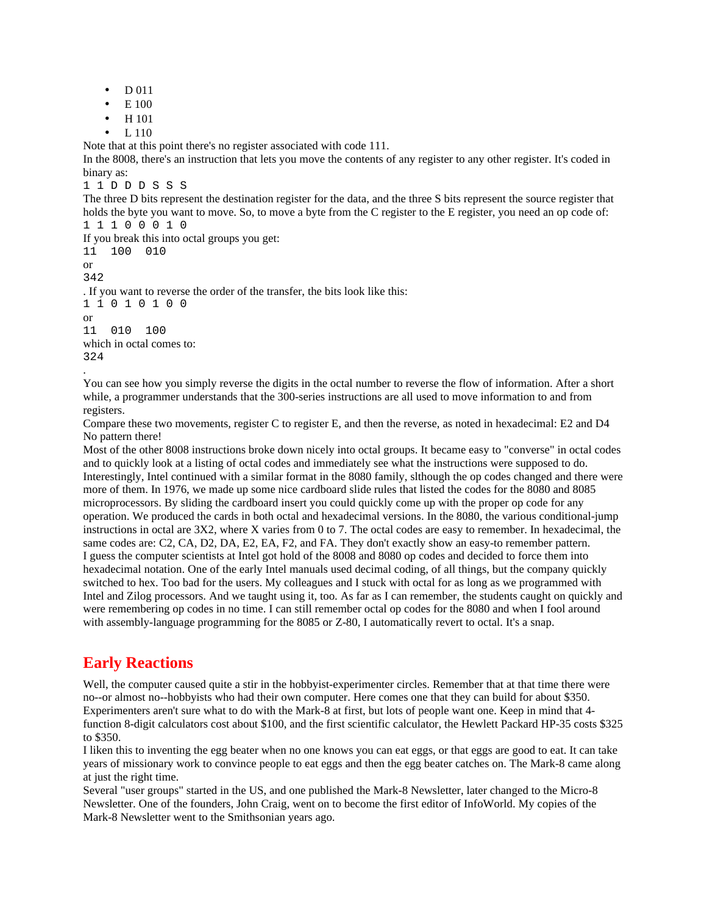- D 011
- E 100
- H 101
- L 110

Note that at this point there's no register associated with code 111.

In the 8008, there's an instruction that lets you move the contents of any register to any other register. It's coded in binary as:

```
1 1 D D D S S S
```

The three D bits represent the destination register for the data, and the three S bits represent the source register that holds the byte you want to move. So, to move a byte from the C register to the E register, you need an op code of:

```
1 1 1 0 0 0 1 0
```

If you break this into octal groups you get:

```
11  100  010
```

or

```
342
```

. If you want to reverse the order of the transfer, the bits look like this:

```
1 1 0 1 0 1 0 0
```

or

```
11  010  100
```

which in octal comes to:

```
324
```

.

You can see how you simply reverse the digits in the octal number to reverse the flow of information. After a short while, a programmer understands that the 300-series instructions are all used to move information to and from registers.

Compare these two movements, register C to register E, and then the reverse, as noted in hexadecimal: E2 and D4 No pattern there!

Most of the other 8008 instructions broke down nicely into octal groups. It became easy to "converse" in octal codes and to quickly look at a listing of octal codes and immediately see what the instructions were supposed to do. Interestingly, Intel continued with a similar format in the 8080 family, slthough the op codes changed and there were more of them. In 1976, we made up some nice cardboard slide rules that listed the codes for the 8080 and 8085 microprocessors. By sliding the cardboard insert you could quickly come up with the proper op code for any operation. We produced the cards in both octal and hexadecimal versions. In the 8080, the various conditional-jump instructions in octal are 3X2, where X varies from 0 to 7. The octal codes are easy to remember. In hexadecimal, the same codes are: C2, CA, D2, DA, E2, EA, F2, and FA. They don't exactly show an easy-to remember pattern.

I guess the computer scientists at Intel got hold of the 8008 and 8080 op codes and decided to force them into hexadecimal notation. One of the early Intel manuals used decimal coding, of all things, but the company quickly switched to hex. Too bad for the users. My colleagues and I stuck with octal for as long as we programmed with Intel and Zilog processors. And we taught using it, too. As far as I can remember, the students caught on quickly and were remembering op codes in no time. I can still remember octal op codes for the 8080 and when I fool around with assembly-language programming for the 8085 or Z-80, I automatically revert to octal. It's a snap.

## Early Reactions

Well, the computer caused quite a stir in the hobbyist-experimenter circles. Remember that at that time there were no--or almost no--hobbyists who had their own computer. Here comes one that they can build for about $350. Experimenters aren't sure what to do with the Mark-8 at first, but lots of people want one. Keep in mind that 4-function 8-digit calculators cost about $100, and the first scientific calculator, the Hewlett Packard HP-35 costs $325 to $350.

I liken this to inventing the egg beater when no one knows you can eat eggs, or that eggs are good to eat. It can take years of missionary work to convince people to eat eggs and then the egg beater catches on. The Mark-8 came along at just the right time.

Several "user groups" started in the US, and one published the Mark-8 Newsletter, later changed to the Micro-8 Newsletter. One of the founders, John Craig, went on to become the first editor of InfoWorld. My copies of the Mark-8 Newsletter went to the Smithsonian years ago.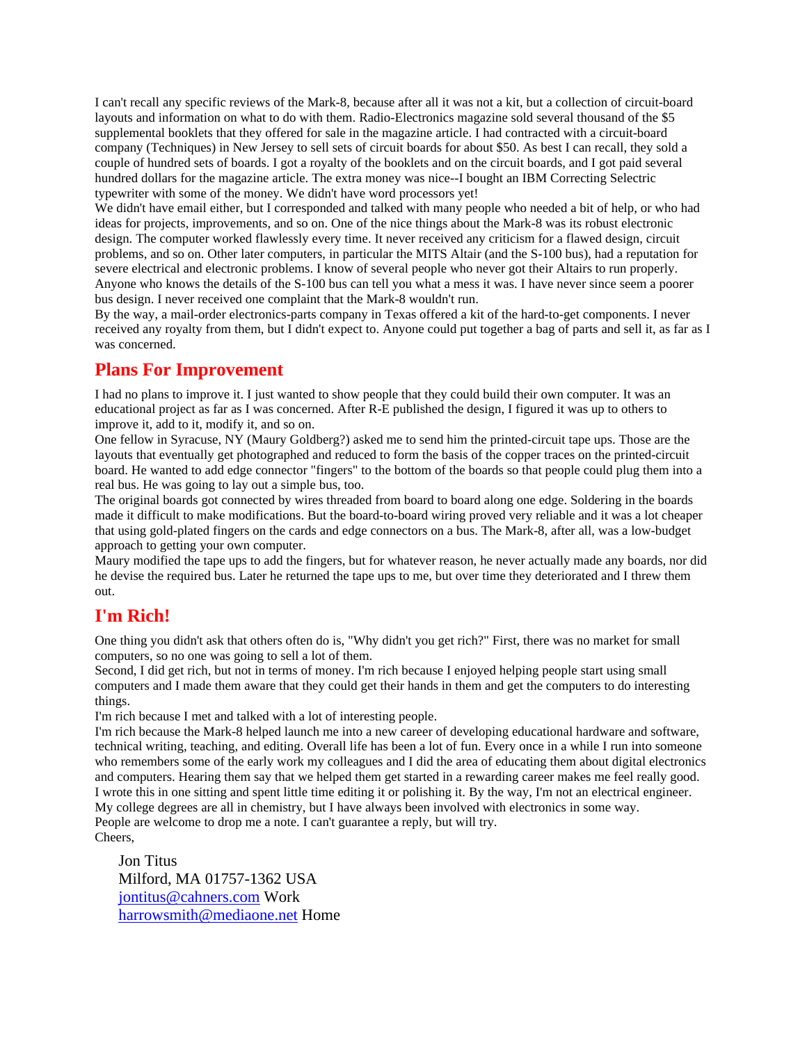I can't recall any specific reviews of the Mark-8, because after all it was not a kit, but a collection of circuit-board layouts and information on what to do with them. Radio-Electronics magazine sold several thousand of the $5 supplemental booklets that they offered for sale in the magazine article. I had contracted with a circuit-board company (Techniques) in New Jersey to sell sets of circuit boards for about $50. As best I can recall, they sold a couple of hundred sets of boards. I got a royalty of the booklets and on the circuit boards, and I got paid several hundred dollars for the magazine article. The extra money was nice--I bought an IBM Correcting Selectric typewriter with some of the money. We didn't have word processors yet!

We didn't have email either, but I corresponded and talked with many people who needed a bit of help, or who had ideas for projects, improvements, and so on. One of the nice things about the Mark-8 was its robust electronic design. The computer worked flawlessly every time. It never received any criticism for a flawed design, circuit problems, and so on. Other later computers, in particular the MITS Altair (and the S-100 bus), had a reputation for severe electrical and electronic problems. I know of several people who never got their Altairs to run properly. Anyone who knows the details of the S-100 bus can tell you what a mess it was. I have never since seem a poorer bus design. I never received one complaint that the Mark-8 wouldn't run.

By the way, a mail-order electronics-parts company in Texas offered a kit of the hard-to-get components. I never received any royalty from them, but I didn't expect to. Anyone could put together a bag of parts and sell it, as far as I was concerned.

## Plans For Improvement

I had no plans to improve it. I just wanted to show people that they could build their own computer. It was an educational project as far as I was concerned. After R-E published the design, I figured it was up to others to improve it, add to it, modify it, and so on.

One fellow in Syracuse, NY (Maury Goldberg?) asked me to send him the printed-circuit tape ups. Those are the layouts that eventually get photographed and reduced to form the basis of the copper traces on the printed-circuit board. He wanted to add edge connector "fingers" to the bottom of the boards so that people could plug them into a real bus. He was going to lay out a simple bus, too.

The original boards got connected by wires threaded from board to board along one edge. Soldering in the boards made it difficult to make modifications. But the board-to-board wiring proved very reliable and it was a lot cheaper that using gold-plated fingers on the cards and edge connectors on a bus. The Mark-8, after all, was a low-budget approach to getting your own computer.

Maury modified the tape ups to add the fingers, but for whatever reason, he never actually made any boards, nor did he devise the required bus. Later he returned the tape ups to me, but over time they deteriorated and I threw them out.

## I'm Rich!

One thing you didn't ask that others often do is, "Why didn't you get rich?" First, there was no market for small computers, so no one was going to sell a lot of them.

Second, I did get rich, but not in terms of money. I'm rich because I enjoyed helping people start using small computers and I made them aware that they could get their hands in them and get the computers to do interesting things.

I'm rich because I met and talked with a lot of interesting people.

I'm rich because the Mark-8 helped launch me into a new career of developing educational hardware and software, technical writing, teaching, and editing. Overall life has been a lot of fun. Every once in a while I run into someone who remembers some of the early work my colleagues and I did the area of educating them about digital electronics and computers. Hearing them say that we helped them get started in a rewarding career makes me feel really good.

I wrote this in one sitting and spent little time editing it or polishing it. By the way, I'm not an electrical engineer. My college degrees are all in chemistry, but I have always been involved with electronics in some way.

People are welcome to drop me a note. I can't guarantee a reply, but will try.

Cheers,

> Jon Titus
> Milford, MA 01757-1362 USA
> jontitus@cahners.com Work
> harrowsmith@mediaone.net Home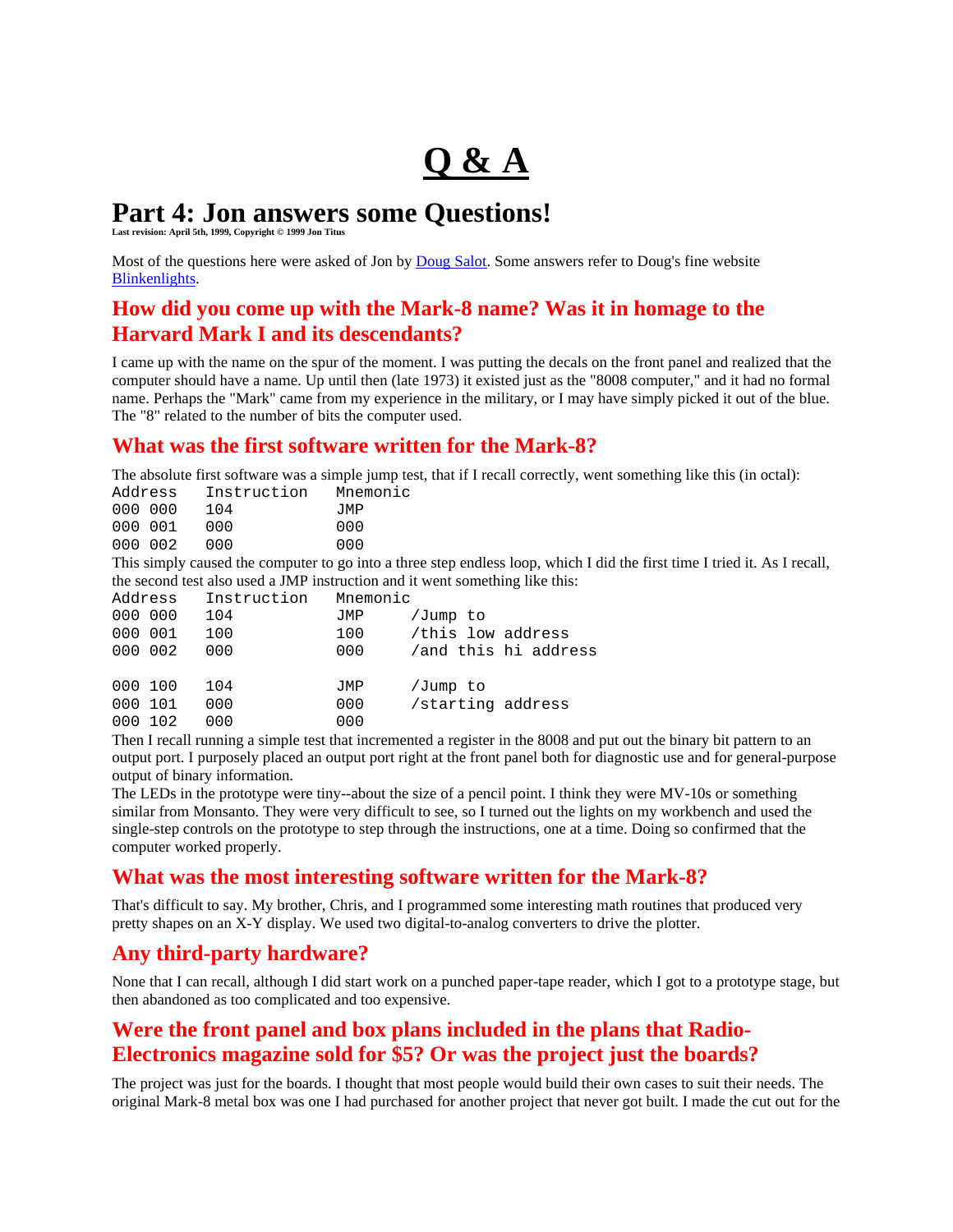# Q & A

## Part 4: Jon answers some Questions!

**Last revision: April 5th, 1999, Copyright © 1999 Jon Titus**

Most of the questions here were asked of Jon by Doug Salot. Some answers refer to Doug's fine website Blinkenlights.

### How did you come up with the Mark-8 name? Was it in homage to the Harvard Mark I and its descendants?

I came up with the name on the spur of the moment. I was putting the decals on the front panel and realized that the computer should have a name. Up until then (late 1973) it existed just as the "8008 computer," and it had no formal name. Perhaps the "Mark" came from my experience in the military, or I may have simply picked it out of the blue. The "8" related to the number of bits the computer used.

### What was the first software written for the Mark-8?

The absolute first software was a simple jump test, that if I recall correctly, went something like this (in octal):

```
Address    Instruction    Mnemonic
000 000    104            JMP
000 001    000            000
000 002    000            000
```

This simply caused the computer to go into a three step endless loop, which I did the first time I tried it. As I recall, the second test also used a JMP instruction and it went something like this:

```
Address    Instruction    Mnemonic
000 000    104            JMP     /Jump to
000 001    100            100     /this low address
000 002    000            000     /and this hi address

000 100    104            JMP     /Jump to
000 101    000            000     /starting address
000 102    000            000
```

Then I recall running a simple test that incremented a register in the 8008 and put out the binary bit pattern to an output port. I purposely placed an output port right at the front panel both for diagnostic use and for general-purpose output of binary information.

The LEDs in the prototype were tiny--about the size of a pencil point. I think they were MV-10s or something similar from Monsanto. They were very difficult to see, so I turned out the lights on my workbench and used the single-step controls on the prototype to step through the instructions, one at a time. Doing so confirmed that the computer worked properly.

### What was the most interesting software written for the Mark-8?

That's difficult to say. My brother, Chris, and I programmed some interesting math routines that produced very pretty shapes on an X-Y display. We used two digital-to-analog converters to drive the plotter.

### Any third-party hardware?

None that I can recall, although I did start work on a punched paper-tape reader, which I got to a prototype stage, but then abandoned as too complicated and too expensive.

### Were the front panel and box plans included in the plans that Radio-Electronics magazine sold for $5? Or was the project just the boards?

The project was just for the boards. I thought that most people would build their own cases to suit their needs. The original Mark-8 metal box was one I had purchased for another project that never got built. I made the cut out for the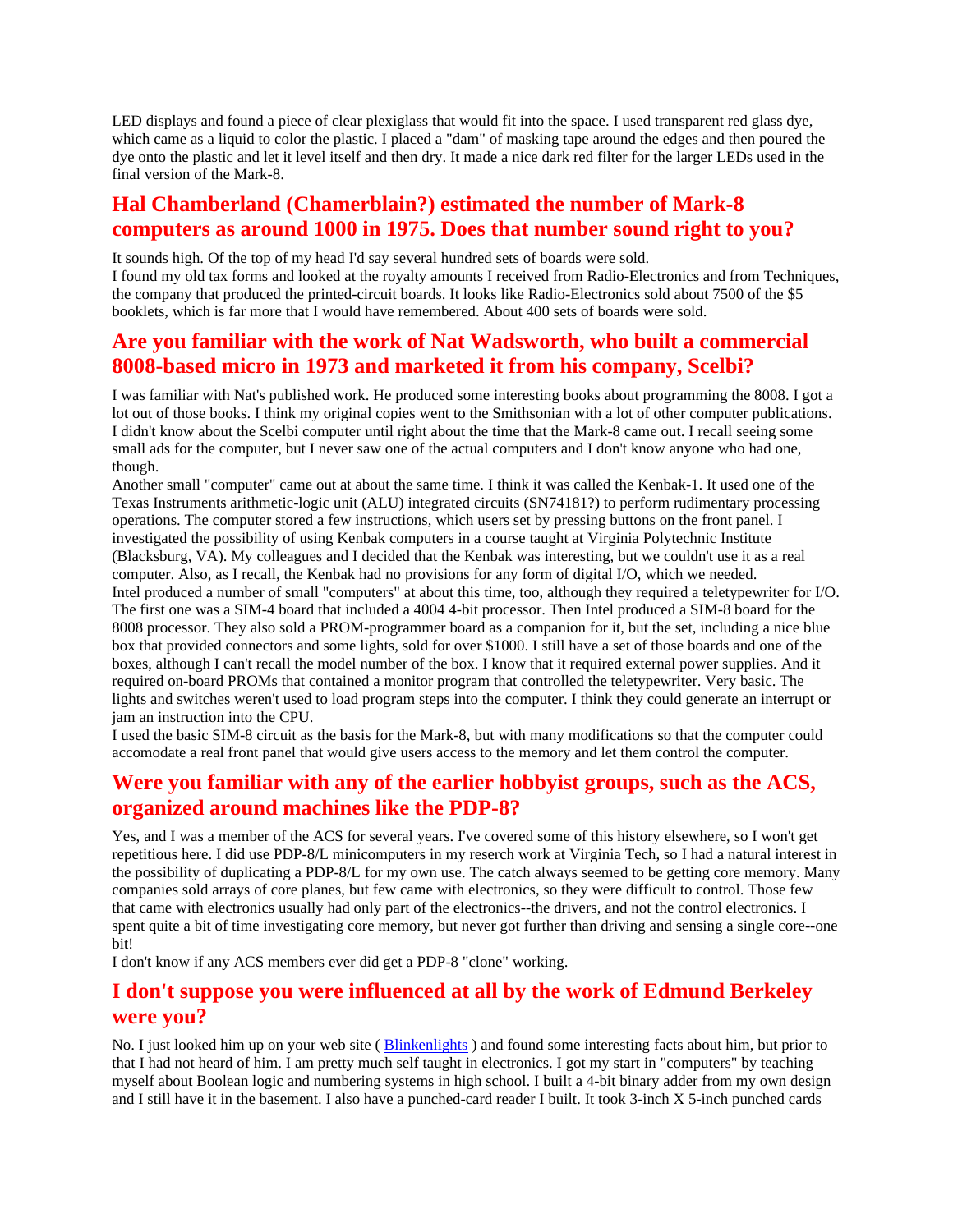LED displays and found a piece of clear plexiglass that would fit into the space. I used transparent red glass dye, which came as a liquid to color the plastic. I placed a "dam" of masking tape around the edges and then poured the dye onto the plastic and let it level itself and then dry. It made a nice dark red filter for the larger LEDs used in the final version of the Mark-8.

## Hal Chamberland (Chamerblain?) estimated the number of Mark-8 computers as around 1000 in 1975. Does that number sound right to you?

It sounds high. Of the top of my head I'd say several hundred sets of boards were sold.
I found my old tax forms and looked at the royalty amounts I received from Radio-Electronics and from Techniques, the company that produced the printed-circuit boards. It looks like Radio-Electronics sold about 7500 of the $5 booklets, which is far more that I would have remembered. About 400 sets of boards were sold.

## Are you familiar with the work of Nat Wadsworth, who built a commercial 8008-based micro in 1973 and marketed it from his company, Scelbi?

I was familiar with Nat's published work. He produced some interesting books about programming the 8008. I got a lot out of those books. I think my original copies went to the Smithsonian with a lot of other computer publications. I didn't know about the Scelbi computer until right about the time that the Mark-8 came out. I recall seeing some small ads for the computer, but I never saw one of the actual computers and I don't know anyone who had one, though.
Another small "computer" came out at about the same time. I think it was called the Kenbak-1. It used one of the Texas Instruments arithmetic-logic unit (ALU) integrated circuits (SN74181?) to perform rudimentary processing operations. The computer stored a few instructions, which users set by pressing buttons on the front panel. I investigated the possibility of using Kenbak computers in a course taught at Virginia Polytechnic Institute (Blacksburg, VA). My colleagues and I decided that the Kenbak was interesting, but we couldn't use it as a real computer. Also, as I recall, the Kenbak had no provisions for any form of digital I/O, which we needed.
Intel produced a number of small "computers" at about this time, too, although they required a teletypewriter for I/O. The first one was a SIM-4 board that included a 4004 4-bit processor. Then Intel produced a SIM-8 board for the 8008 processor. They also sold a PROM-programmer board as a companion for it, but the set, including a nice blue box that provided connectors and some lights, sold for over $1000. I still have a set of those boards and one of the boxes, although I can't recall the model number of the box. I know that it required external power supplies. And it required on-board PROMs that contained a monitor program that controlled the teletypewriter. Very basic. The lights and switches weren't used to load program steps into the computer. I think they could generate an interrupt or jam an instruction into the CPU.
I used the basic SIM-8 circuit as the basis for the Mark-8, but with many modifications so that the computer could accomodate a real front panel that would give users access to the memory and let them control the computer.

## Were you familiar with any of the earlier hobbyist groups, such as the ACS, organized around machines like the PDP-8?

Yes, and I was a member of the ACS for several years. I've covered some of this history elsewhere, so I won't get repetitious here. I did use PDP-8/L minicomputers in my reserch work at Virginia Tech, so I had a natural interest in the possibility of duplicating a PDP-8/L for my own use. The catch always seemed to be getting core memory. Many companies sold arrays of core planes, but few came with electronics, so they were difficult to control. Those few that came with electronics usually had only part of the electronics--the drivers, and not the control electronics. I spent quite a bit of time investigating core memory, but never got further than driving and sensing a single core--one bit!
I don't know if any ACS members ever did get a PDP-8 "clone" working.

## I don't suppose you were influenced at all by the work of Edmund Berkeley were you?

No. I just looked him up on your web site ( Blinkenlights ) and found some interesting facts about him, but prior to that I had not heard of him. I am pretty much self taught in electronics. I got my start in "computers" by teaching myself about Boolean logic and numbering systems in high school. I built a 4-bit binary adder from my own design and I still have it in the basement. I also have a punched-card reader I built. It took 3-inch X 5-inch punched cards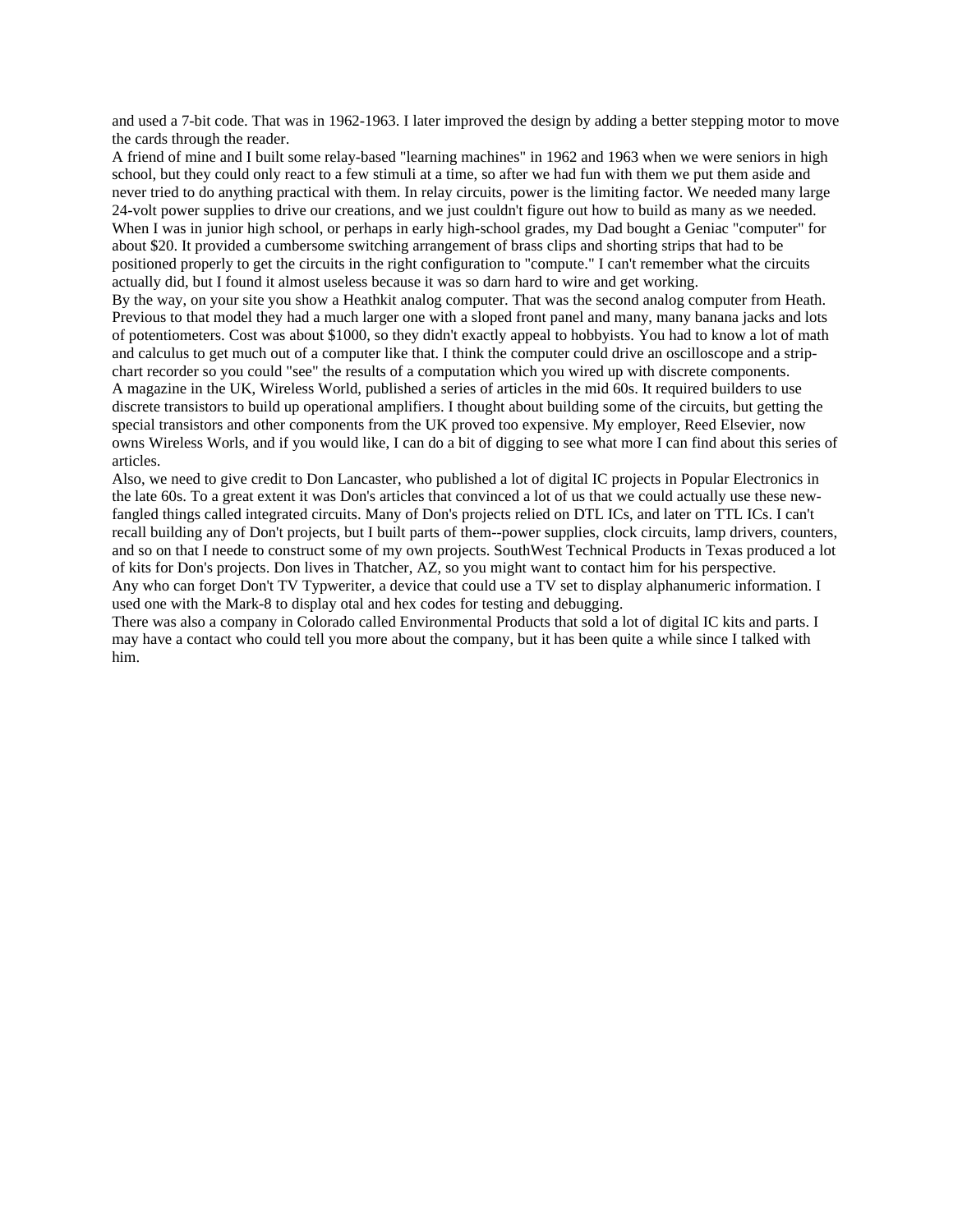and used a 7-bit code. That was in 1962-1963. I later improved the design by adding a better stepping motor to move the cards through the reader.

A friend of mine and I built some relay-based "learning machines" in 1962 and 1963 when we were seniors in high school, but they could only react to a few stimuli at a time, so after we had fun with them we put them aside and never tried to do anything practical with them. In relay circuits, power is the limiting factor. We needed many large 24-volt power supplies to drive our creations, and we just couldn't figure out how to build as many as we needed.

When I was in junior high school, or perhaps in early high-school grades, my Dad bought a Geniac "computer" for about $20. It provided a cumbersome switching arrangement of brass clips and shorting strips that had to be positioned properly to get the circuits in the right configuration to "compute." I can't remember what the circuits actually did, but I found it almost useless because it was so darn hard to wire and get working.

By the way, on your site you show a Heathkit analog computer. That was the second analog computer from Heath. Previous to that model they had a much larger one with a sloped front panel and many, many banana jacks and lots of potentiometers. Cost was about $1000, so they didn't exactly appeal to hobbyists. You had to know a lot of math and calculus to get much out of a computer like that. I think the computer could drive an oscilloscope and a strip-chart recorder so you could "see" the results of a computation which you wired up with discrete components.

A magazine in the UK, Wireless World, published a series of articles in the mid 60s. It required builders to use discrete transistors to build up operational amplifiers. I thought about building some of the circuits, but getting the special transistors and other components from the UK proved too expensive. My employer, Reed Elsevier, now owns Wireless Worls, and if you would like, I can do a bit of digging to see what more I can find about this series of articles.

Also, we need to give credit to Don Lancaster, who published a lot of digital IC projects in Popular Electronics in the late 60s. To a great extent it was Don's articles that convinced a lot of us that we could actually use these new-fangled things called integrated circuits. Many of Don's projects relied on DTL ICs, and later on TTL ICs. I can't recall building any of Don't projects, but I built parts of them--power supplies, clock circuits, lamp drivers, counters, and so on that I neede to construct some of my own projects. SouthWest Technical Products in Texas produced a lot of kits for Don's projects. Don lives in Thatcher, AZ, so you might want to contact him for his perspective.

Any who can forget Don't TV Typwriter, a device that could use a TV set to display alphanumeric information. I used one with the Mark-8 to display otal and hex codes for testing and debugging.

There was also a company in Colorado called Environmental Products that sold a lot of digital IC kits and parts. I may have a contact who could tell you more about the company, but it has been quite a while since I talked with him.